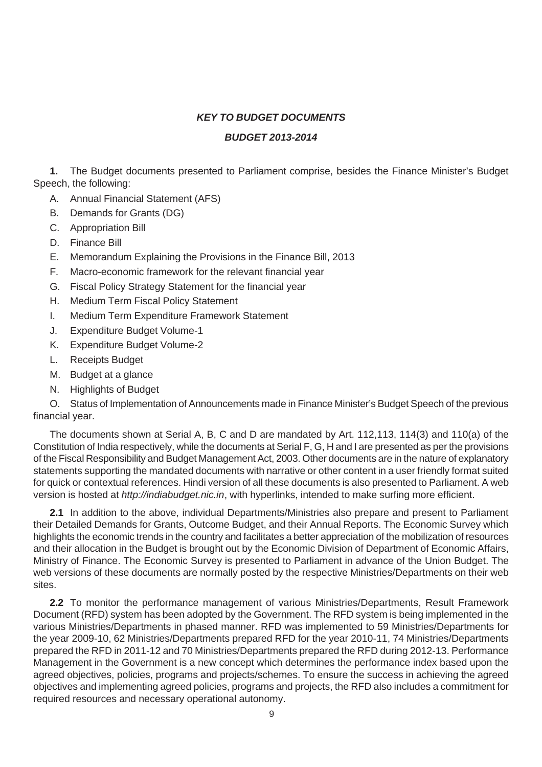# *KEY TO BUDGET DOCUMENTS*

## *BUDGET 2013-2014*

**1.** The Budget documents presented to Parliament comprise, besides the Finance Minister's Budget Speech, the following:

A. Annual Financial Statement (AFS)

B. Demands for Grants (DG)

C. Appropriation Bill

D. Finance Bill

E. Memorandum Explaining the Provisions in the Finance Bill, 2013

F. Macro-economic framework for the relevant financial year

G. Fiscal Policy Strategy Statement for the financial year

H. Medium Term Fiscal Policy Statement

I. Medium Term Expenditure Framework Statement

J. Expenditure Budget Volume-1

K. Expenditure Budget Volume-2

L. Receipts Budget

M. Budget at a glance

N. Highlights of Budget

O. Status of Implementation of Announcements made in Finance Minister's Budget Speech of the previous financial year.

The documents shown at Serial A, B, C and D are mandated by Art. 112,113, 114(3) and 110(a) of the Constitution of India respectively, while the documents at Serial F, G, H and I are presented as per the provisions of the Fiscal Responsibility and Budget Management Act, 2003. Other documents are in the nature of explanatory statements supporting the mandated documents with narrative or other content in a user friendly format suited for quick or contextual references. Hindi version of all these documents is also presented to Parliament. A web version is hosted at *http://indiabudget.nic.in*, with hyperlinks, intended to make surfing more efficient.

**2.1** In addition to the above, individual Departments/Ministries also prepare and present to Parliament their Detailed Demands for Grants, Outcome Budget, and their Annual Reports. The Economic Survey which highlights the economic trends in the country and facilitates a better appreciation of the mobilization of resources and their allocation in the Budget is brought out by the Economic Division of Department of Economic Affairs, Ministry of Finance. The Economic Survey is presented to Parliament in advance of the Union Budget. The web versions of these documents are normally posted by the respective Ministries/Departments on their web sites.

**2.2** To monitor the performance management of various Ministries/Departments, Result Framework Document (RFD) system has been adopted by the Government. The RFD system is being implemented in the various Ministries/Departments in phased manner. RFD was implemented to 59 Ministries/Departments for the year 2009-10, 62 Ministries/Departments prepared RFD for the year 2010-11, 74 Ministries/Departments prepared the RFD in 2011-12 and 70 Ministries/Departments prepared the RFD during 2012-13. Performance Management in the Government is a new concept which determines the performance index based upon the agreed objectives, policies, programs and projects/schemes. To ensure the success in achieving the agreed objectives and implementing agreed policies, programs and projects, the RFD also includes a commitment for required resources and necessary operational autonomy.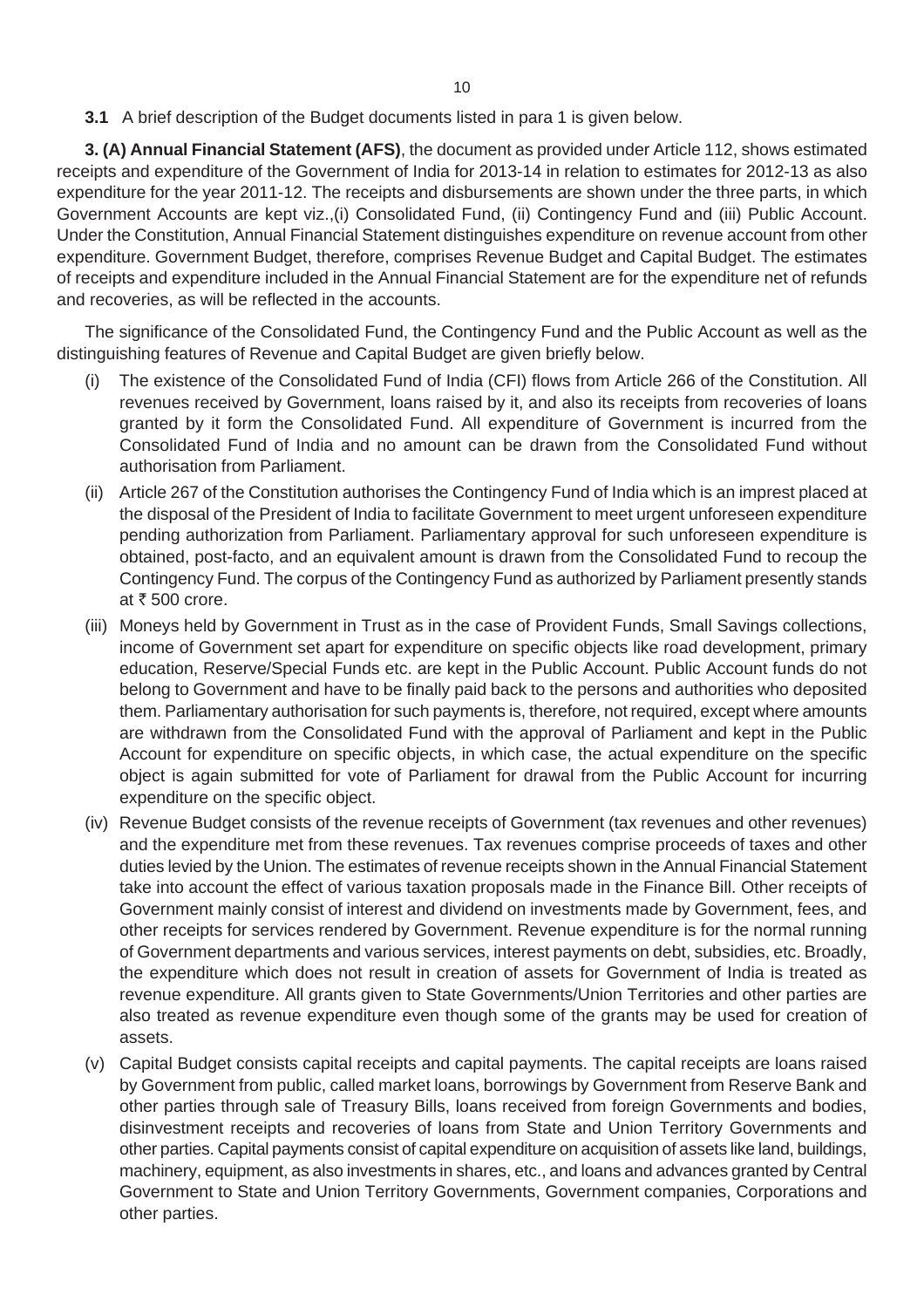**3.1** A brief description of the Budget documents listed in para 1 is given below.

**3. (A) Annual Financial Statement (AFS)**, the document as provided under Article 112, shows estimated receipts and expenditure of the Government of India for 2013-14 in relation to estimates for 2012-13 as also expenditure for the year 2011-12. The receipts and disbursements are shown under the three parts, in which Government Accounts are kept viz.,(i) Consolidated Fund, (ii) Contingency Fund and (iii) Public Account. Under the Constitution, Annual Financial Statement distinguishes expenditure on revenue account from other expenditure. Government Budget, therefore, comprises Revenue Budget and Capital Budget. The estimates of receipts and expenditure included in the Annual Financial Statement are for the expenditure net of refunds and recoveries, as will be reflected in the accounts.

The significance of the Consolidated Fund, the Contingency Fund and the Public Account as well as the distinguishing features of Revenue and Capital Budget are given briefly below.

(i) The existence of the Consolidated Fund of India (CFI) flows from Article 266 of the Constitution. All revenues received by Government, loans raised by it, and also its receipts from recoveries of loans granted by it form the Consolidated Fund. All expenditure of Government is incurred from the Consolidated Fund of India and no amount can be drawn from the Consolidated Fund without authorisation from Parliament.

(ii) Article 267 of the Constitution authorises the Contingency Fund of India which is an imprest placed at the disposal of the President of India to facilitate Government to meet urgent unforeseen expenditure pending authorization from Parliament. Parliamentary approval for such unforeseen expenditure is obtained, post-facto, and an equivalent amount is drawn from the Consolidated Fund to recoup the Contingency Fund. The corpus of the Contingency Fund as authorized by Parliament presently stands at ₹ 500 crore.

(iii) Moneys held by Government in Trust as in the case of Provident Funds, Small Savings collections, income of Government set apart for expenditure on specific objects like road development, primary education, Reserve/Special Funds etc. are kept in the Public Account. Public Account funds do not belong to Government and have to be finally paid back to the persons and authorities who deposited them. Parliamentary authorisation for such payments is, therefore, not required, except where amounts are withdrawn from the Consolidated Fund with the approval of Parliament and kept in the Public Account for expenditure on specific objects, in which case, the actual expenditure on the specific object is again submitted for vote of Parliament for drawal from the Public Account for incurring expenditure on the specific object.

(iv) Revenue Budget consists of the revenue receipts of Government (tax revenues and other revenues) and the expenditure met from these revenues. Tax revenues comprise proceeds of taxes and other duties levied by the Union. The estimates of revenue receipts shown in the Annual Financial Statement take into account the effect of various taxation proposals made in the Finance Bill. Other receipts of Government mainly consist of interest and dividend on investments made by Government, fees, and other receipts for services rendered by Government. Revenue expenditure is for the normal running of Government departments and various services, interest payments on debt, subsidies, etc. Broadly, the expenditure which does not result in creation of assets for Government of India is treated as revenue expenditure. All grants given to State Governments/Union Territories and other parties are also treated as revenue expenditure even though some of the grants may be used for creation of assets.

(v) Capital Budget consists capital receipts and capital payments. The capital receipts are loans raised by Government from public, called market loans, borrowings by Government from Reserve Bank and other parties through sale of Treasury Bills, loans received from foreign Governments and bodies, disinvestment receipts and recoveries of loans from State and Union Territory Governments and other parties. Capital payments consist of capital expenditure on acquisition of assets like land, buildings, machinery, equipment, as also investments in shares, etc., and loans and advances granted by Central Government to State and Union Territory Governments, Government companies, Corporations and other parties.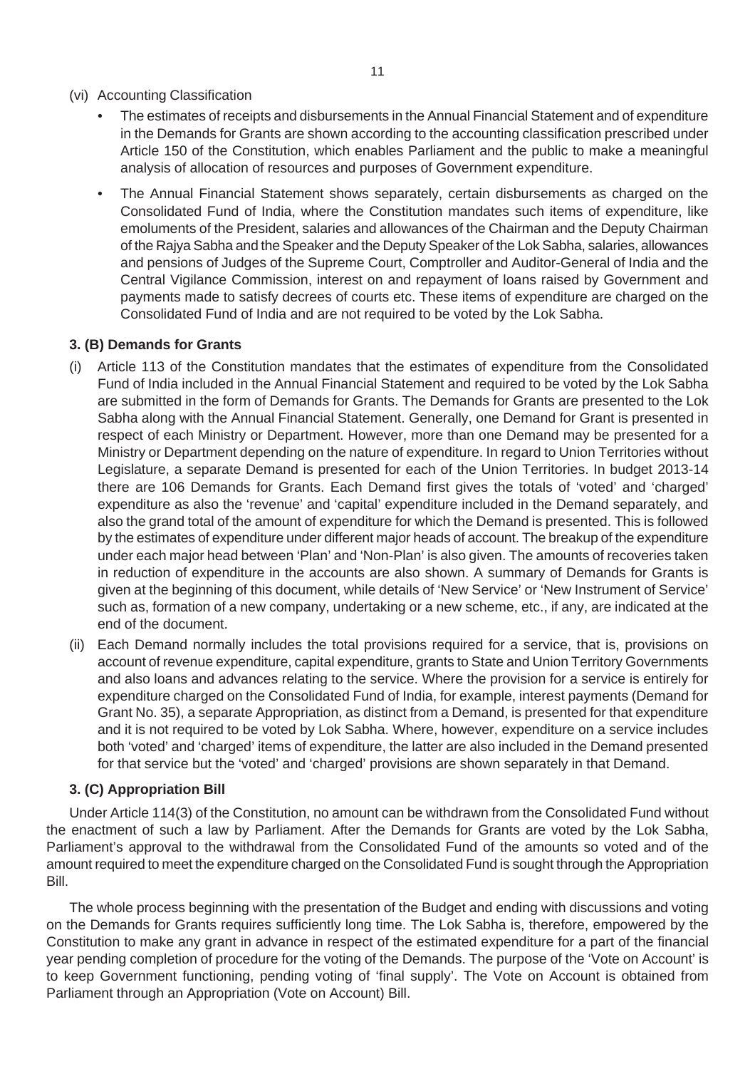(vi) Accounting Classification

- The estimates of receipts and disbursements in the Annual Financial Statement and of expenditure in the Demands for Grants are shown according to the accounting classification prescribed under Article 150 of the Constitution, which enables Parliament and the public to make a meaningful analysis of allocation of resources and purposes of Government expenditure.
- The Annual Financial Statement shows separately, certain disbursements as charged on the Consolidated Fund of India, where the Constitution mandates such items of expenditure, like emoluments of the President, salaries and allowances of the Chairman and the Deputy Chairman of the Rajya Sabha and the Speaker and the Deputy Speaker of the Lok Sabha, salaries, allowances and pensions of Judges of the Supreme Court, Comptroller and Auditor-General of India and the Central Vigilance Commission, interest on and repayment of loans raised by Government and payments made to satisfy decrees of courts etc. These items of expenditure are charged on the Consolidated Fund of India and are not required to be voted by the Lok Sabha.

### 3. (B) Demands for Grants

(i) Article 113 of the Constitution mandates that the estimates of expenditure from the Consolidated Fund of India included in the Annual Financial Statement and required to be voted by the Lok Sabha are submitted in the form of Demands for Grants. The Demands for Grants are presented to the Lok Sabha along with the Annual Financial Statement. Generally, one Demand for Grant is presented in respect of each Ministry or Department. However, more than one Demand may be presented for a Ministry or Department depending on the nature of expenditure. In regard to Union Territories without Legislature, a separate Demand is presented for each of the Union Territories. In budget 2013-14 there are 106 Demands for Grants. Each Demand first gives the totals of 'voted' and 'charged' expenditure as also the 'revenue' and 'capital' expenditure included in the Demand separately, and also the grand total of the amount of expenditure for which the Demand is presented. This is followed by the estimates of expenditure under different major heads of account. The breakup of the expenditure under each major head between 'Plan' and 'Non-Plan' is also given. The amounts of recoveries taken in reduction of expenditure in the accounts are also shown. A summary of Demands for Grants is given at the beginning of this document, while details of 'New Service' or 'New Instrument of Service' such as, formation of a new company, undertaking or a new scheme, etc., if any, are indicated at the end of the document.

(ii) Each Demand normally includes the total provisions required for a service, that is, provisions on account of revenue expenditure, capital expenditure, grants to State and Union Territory Governments and also loans and advances relating to the service. Where the provision for a service is entirely for expenditure charged on the Consolidated Fund of India, for example, interest payments (Demand for Grant No. 35), a separate Appropriation, as distinct from a Demand, is presented for that expenditure and it is not required to be voted by Lok Sabha. Where, however, expenditure on a service includes both 'voted' and 'charged' items of expenditure, the latter are also included in the Demand presented for that service but the 'voted' and 'charged' provisions are shown separately in that Demand.

### 3. (C) Appropriation Bill

Under Article 114(3) of the Constitution, no amount can be withdrawn from the Consolidated Fund without the enactment of such a law by Parliament. After the Demands for Grants are voted by the Lok Sabha, Parliament's approval to the withdrawal from the Consolidated Fund of the amounts so voted and of the amount required to meet the expenditure charged on the Consolidated Fund is sought through the Appropriation Bill.

The whole process beginning with the presentation of the Budget and ending with discussions and voting on the Demands for Grants requires sufficiently long time. The Lok Sabha is, therefore, empowered by the Constitution to make any grant in advance in respect of the estimated expenditure for a part of the financial year pending completion of procedure for the voting of the Demands. The purpose of the 'Vote on Account' is to keep Government functioning, pending voting of 'final supply'. The Vote on Account is obtained from Parliament through an Appropriation (Vote on Account) Bill.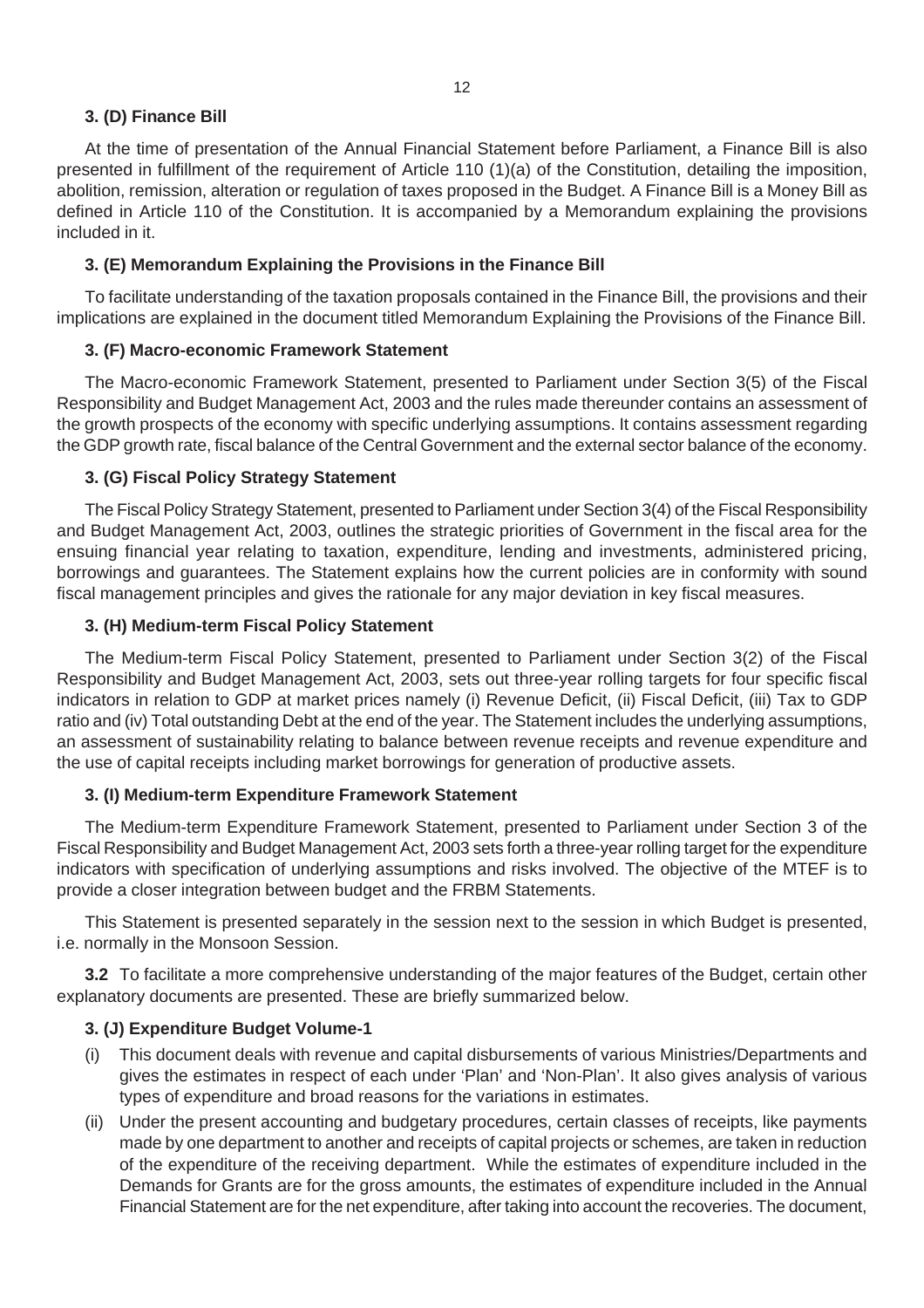### 3. (D) Finance Bill

At the time of presentation of the Annual Financial Statement before Parliament, a Finance Bill is also presented in fulfillment of the requirement of Article 110 (1)(a) of the Constitution, detailing the imposition, abolition, remission, alteration or regulation of taxes proposed in the Budget. A Finance Bill is a Money Bill as defined in Article 110 of the Constitution. It is accompanied by a Memorandum explaining the provisions included in it.

### 3. (E) Memorandum Explaining the Provisions in the Finance Bill

To facilitate understanding of the taxation proposals contained in the Finance Bill, the provisions and their implications are explained in the document titled Memorandum Explaining the Provisions of the Finance Bill.

### 3. (F) Macro-economic Framework Statement

The Macro-economic Framework Statement, presented to Parliament under Section 3(5) of the Fiscal Responsibility and Budget Management Act, 2003 and the rules made thereunder contains an assessment of the growth prospects of the economy with specific underlying assumptions. It contains assessment regarding the GDP growth rate, fiscal balance of the Central Government and the external sector balance of the economy.

### 3. (G) Fiscal Policy Strategy Statement

The Fiscal Policy Strategy Statement, presented to Parliament under Section 3(4) of the Fiscal Responsibility and Budget Management Act, 2003, outlines the strategic priorities of Government in the fiscal area for the ensuing financial year relating to taxation, expenditure, lending and investments, administered pricing, borrowings and guarantees. The Statement explains how the current policies are in conformity with sound fiscal management principles and gives the rationale for any major deviation in key fiscal measures.

### 3. (H) Medium-term Fiscal Policy Statement

The Medium-term Fiscal Policy Statement, presented to Parliament under Section 3(2) of the Fiscal Responsibility and Budget Management Act, 2003, sets out three-year rolling targets for four specific fiscal indicators in relation to GDP at market prices namely (i) Revenue Deficit, (ii) Fiscal Deficit, (iii) Tax to GDP ratio and (iv) Total outstanding Debt at the end of the year. The Statement includes the underlying assumptions, an assessment of sustainability relating to balance between revenue receipts and revenue expenditure and the use of capital receipts including market borrowings for generation of productive assets.

### 3. (I) Medium-term Expenditure Framework Statement

The Medium-term Expenditure Framework Statement, presented to Parliament under Section 3 of the Fiscal Responsibility and Budget Management Act, 2003 sets forth a three-year rolling target for the expenditure indicators with specification of underlying assumptions and risks involved. The objective of the MTEF is to provide a closer integration between budget and the FRBM Statements.

This Statement is presented separately in the session next to the session in which Budget is presented, i.e. normally in the Monsoon Session.

**3.2** To facilitate a more comprehensive understanding of the major features of the Budget, certain other explanatory documents are presented. These are briefly summarized below.

### 3. (J) Expenditure Budget Volume-1

(i) This document deals with revenue and capital disbursements of various Ministries/Departments and gives the estimates in respect of each under 'Plan' and 'Non-Plan'. It also gives analysis of various types of expenditure and broad reasons for the variations in estimates.

(ii) Under the present accounting and budgetary procedures, certain classes of receipts, like payments made by one department to another and receipts of capital projects or schemes, are taken in reduction of the expenditure of the receiving department. While the estimates of expenditure included in the Demands for Grants are for the gross amounts, the estimates of expenditure included in the Annual Financial Statement are for the net expenditure, after taking into account the recoveries. The document,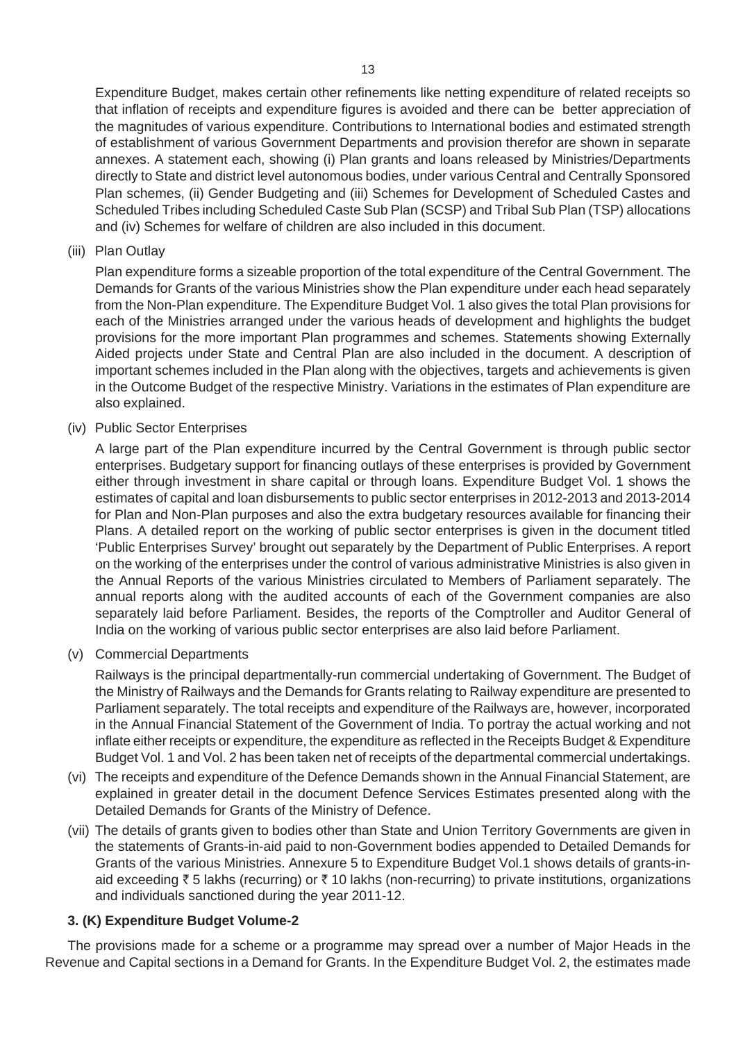Expenditure Budget, makes certain other refinements like netting expenditure of related receipts so that inflation of receipts and expenditure figures is avoided and there can be better appreciation of the magnitudes of various expenditure. Contributions to International bodies and estimated strength of establishment of various Government Departments and provision therefor are shown in separate annexes. A statement each, showing (i) Plan grants and loans released by Ministries/Departments directly to State and district level autonomous bodies, under various Central and Centrally Sponsored Plan schemes, (ii) Gender Budgeting and (iii) Schemes for Development of Scheduled Castes and Scheduled Tribes including Scheduled Caste Sub Plan (SCSP) and Tribal Sub Plan (TSP) allocations and (iv) Schemes for welfare of children are also included in this document.

(iii) Plan Outlay

Plan expenditure forms a sizeable proportion of the total expenditure of the Central Government. The Demands for Grants of the various Ministries show the Plan expenditure under each head separately from the Non-Plan expenditure. The Expenditure Budget Vol. 1 also gives the total Plan provisions for each of the Ministries arranged under the various heads of development and highlights the budget provisions for the more important Plan programmes and schemes. Statements showing Externally Aided projects under State and Central Plan are also included in the document. A description of important schemes included in the Plan along with the objectives, targets and achievements is given in the Outcome Budget of the respective Ministry. Variations in the estimates of Plan expenditure are also explained.

(iv) Public Sector Enterprises

A large part of the Plan expenditure incurred by the Central Government is through public sector enterprises. Budgetary support for financing outlays of these enterprises is provided by Government either through investment in share capital or through loans. Expenditure Budget Vol. 1 shows the estimates of capital and loan disbursements to public sector enterprises in 2012-2013 and 2013-2014 for Plan and Non-Plan purposes and also the extra budgetary resources available for financing their Plans. A detailed report on the working of public sector enterprises is given in the document titled 'Public Enterprises Survey' brought out separately by the Department of Public Enterprises. A report on the working of the enterprises under the control of various administrative Ministries is also given in the Annual Reports of the various Ministries circulated to Members of Parliament separately. The annual reports along with the audited accounts of each of the Government companies are also separately laid before Parliament. Besides, the reports of the Comptroller and Auditor General of India on the working of various public sector enterprises are also laid before Parliament.

(v) Commercial Departments

Railways is the principal departmentally-run commercial undertaking of Government. The Budget of the Ministry of Railways and the Demands for Grants relating to Railway expenditure are presented to Parliament separately. The total receipts and expenditure of the Railways are, however, incorporated in the Annual Financial Statement of the Government of India. To portray the actual working and not inflate either receipts or expenditure, the expenditure as reflected in the Receipts Budget & Expenditure Budget Vol. 1 and Vol. 2 has been taken net of receipts of the departmental commercial undertakings.

(vi) The receipts and expenditure of the Defence Demands shown in the Annual Financial Statement, are explained in greater detail in the document Defence Services Estimates presented along with the Detailed Demands for Grants of the Ministry of Defence.

(vii) The details of grants given to bodies other than State and Union Territory Governments are given in the statements of Grants-in-aid paid to non-Government bodies appended to Detailed Demands for Grants of the various Ministries. Annexure 5 to Expenditure Budget Vol.1 shows details of grants-in-aid exceeding ₹ 5 lakhs (recurring) or ₹ 10 lakhs (non-recurring) to private institutions, organizations and individuals sanctioned during the year 2011-12.

### 3. (K) Expenditure Budget Volume-2

The provisions made for a scheme or a programme may spread over a number of Major Heads in the Revenue and Capital sections in a Demand for Grants. In the Expenditure Budget Vol. 2, the estimates made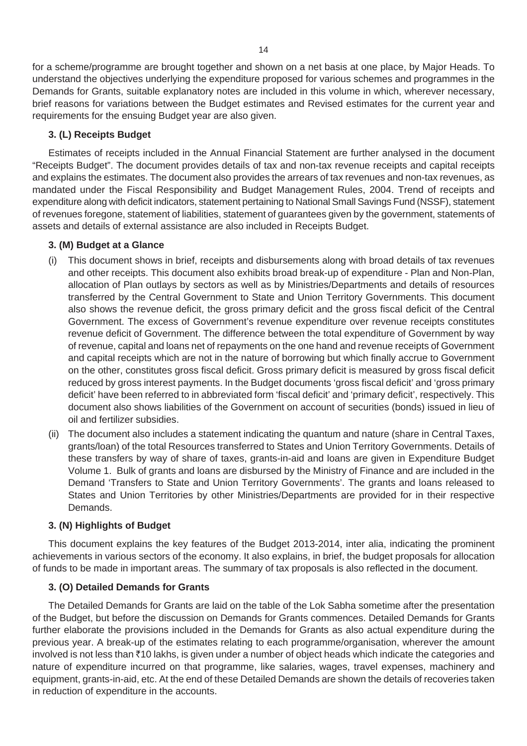for a scheme/programme are brought together and shown on a net basis at one place, by Major Heads. To understand the objectives underlying the expenditure proposed for various schemes and programmes in the Demands for Grants, suitable explanatory notes are included in this volume in which, wherever necessary, brief reasons for variations between the Budget estimates and Revised estimates for the current year and requirements for the ensuing Budget year are also given.

### 3. (L) Receipts Budget

Estimates of receipts included in the Annual Financial Statement are further analysed in the document "Receipts Budget". The document provides details of tax and non-tax revenue receipts and capital receipts and explains the estimates. The document also provides the arrears of tax revenues and non-tax revenues, as mandated under the Fiscal Responsibility and Budget Management Rules, 2004. Trend of receipts and expenditure along with deficit indicators, statement pertaining to National Small Savings Fund (NSSF), statement of revenues foregone, statement of liabilities, statement of guarantees given by the government, statements of assets and details of external assistance are also included in Receipts Budget.

### 3. (M) Budget at a Glance

(i) This document shows in brief, receipts and disbursements along with broad details of tax revenues and other receipts. This document also exhibits broad break-up of expenditure - Plan and Non-Plan, allocation of Plan outlays by sectors as well as by Ministries/Departments and details of resources transferred by the Central Government to State and Union Territory Governments. This document also shows the revenue deficit, the gross primary deficit and the gross fiscal deficit of the Central Government. The excess of Government's revenue expenditure over revenue receipts constitutes revenue deficit of Government. The difference between the total expenditure of Government by way of revenue, capital and loans net of repayments on the one hand and revenue receipts of Government and capital receipts which are not in the nature of borrowing but which finally accrue to Government on the other, constitutes gross fiscal deficit. Gross primary deficit is measured by gross fiscal deficit reduced by gross interest payments. In the Budget documents 'gross fiscal deficit' and 'gross primary deficit' have been referred to in abbreviated form 'fiscal deficit' and 'primary deficit', respectively. This document also shows liabilities of the Government on account of securities (bonds) issued in lieu of oil and fertilizer subsidies.

(ii) The document also includes a statement indicating the quantum and nature (share in Central Taxes, grants/loan) of the total Resources transferred to States and Union Territory Governments. Details of these transfers by way of share of taxes, grants-in-aid and loans are given in Expenditure Budget Volume 1. Bulk of grants and loans are disbursed by the Ministry of Finance and are included in the Demand 'Transfers to State and Union Territory Governments'. The grants and loans released to States and Union Territories by other Ministries/Departments are provided for in their respective Demands.

### 3. (N) Highlights of Budget

This document explains the key features of the Budget 2013-2014, inter alia, indicating the prominent achievements in various sectors of the economy. It also explains, in brief, the budget proposals for allocation of funds to be made in important areas. The summary of tax proposals is also reflected in the document.

### 3. (O) Detailed Demands for Grants

The Detailed Demands for Grants are laid on the table of the Lok Sabha sometime after the presentation of the Budget, but before the discussion on Demands for Grants commences. Detailed Demands for Grants further elaborate the provisions included in the Demands for Grants as also actual expenditure during the previous year. A break-up of the estimates relating to each programme/organisation, wherever the amount involved is not less than ₹10 lakhs, is given under a number of object heads which indicate the categories and nature of expenditure incurred on that programme, like salaries, wages, travel expenses, machinery and equipment, grants-in-aid, etc. At the end of these Detailed Demands are shown the details of recoveries taken in reduction of expenditure in the accounts.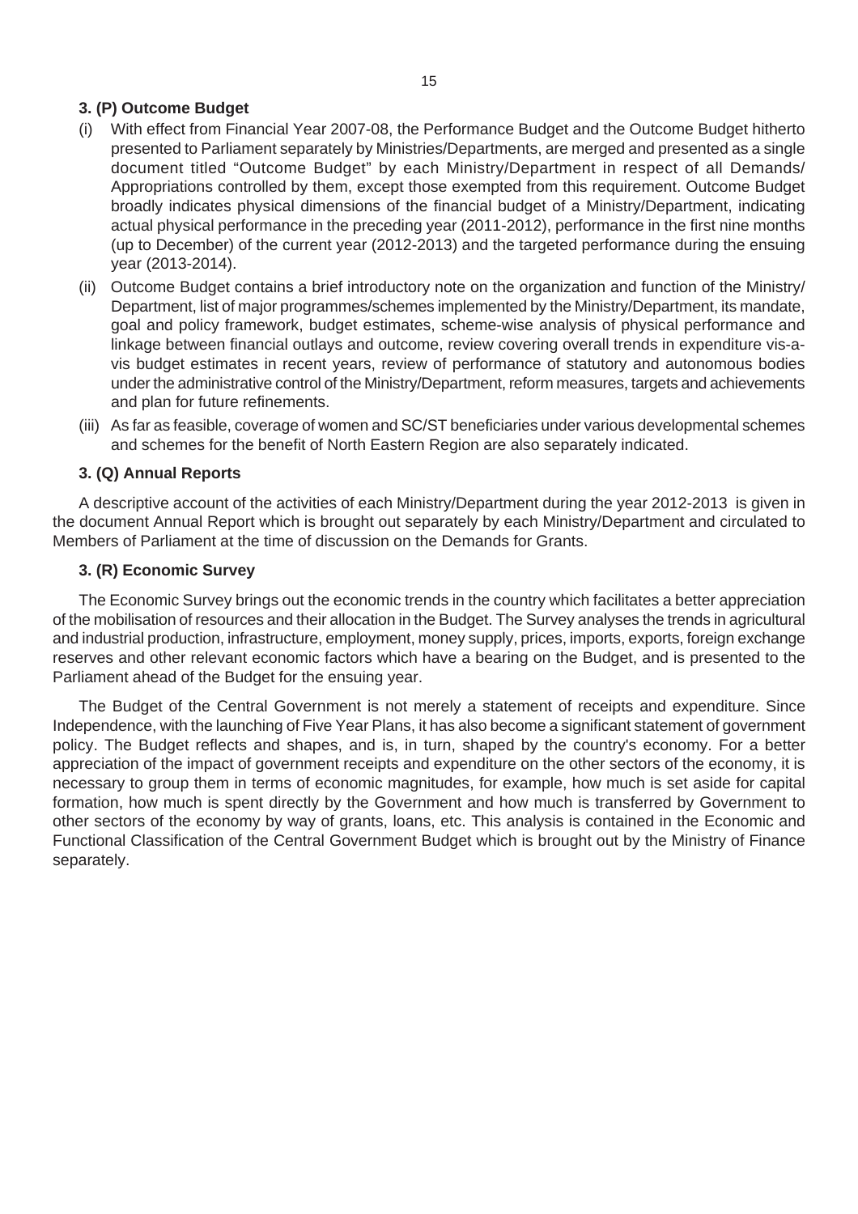### 3. (P) Outcome Budget

(i) With effect from Financial Year 2007-08, the Performance Budget and the Outcome Budget hitherto presented to Parliament separately by Ministries/Departments, are merged and presented as a single document titled "Outcome Budget" by each Ministry/Department in respect of all Demands/ Appropriations controlled by them, except those exempted from this requirement. Outcome Budget broadly indicates physical dimensions of the financial budget of a Ministry/Department, indicating actual physical performance in the preceding year (2011-2012), performance in the first nine months (up to December) of the current year (2012-2013) and the targeted performance during the ensuing year (2013-2014).

(ii) Outcome Budget contains a brief introductory note on the organization and function of the Ministry/ Department, list of major programmes/schemes implemented by the Ministry/Department, its mandate, goal and policy framework, budget estimates, scheme-wise analysis of physical performance and linkage between financial outlays and outcome, review covering overall trends in expenditure vis-a-vis budget estimates in recent years, review of performance of statutory and autonomous bodies under the administrative control of the Ministry/Department, reform measures, targets and achievements and plan for future refinements.

(iii) As far as feasible, coverage of women and SC/ST beneficiaries under various developmental schemes and schemes for the benefit of North Eastern Region are also separately indicated.

### 3. (Q) Annual Reports

A descriptive account of the activities of each Ministry/Department during the year 2012-2013 is given in the document Annual Report which is brought out separately by each Ministry/Department and circulated to Members of Parliament at the time of discussion on the Demands for Grants.

### 3. (R) Economic Survey

The Economic Survey brings out the economic trends in the country which facilitates a better appreciation of the mobilisation of resources and their allocation in the Budget. The Survey analyses the trends in agricultural and industrial production, infrastructure, employment, money supply, prices, imports, exports, foreign exchange reserves and other relevant economic factors which have a bearing on the Budget, and is presented to the Parliament ahead of the Budget for the ensuing year.

The Budget of the Central Government is not merely a statement of receipts and expenditure. Since Independence, with the launching of Five Year Plans, it has also become a significant statement of government policy. The Budget reflects and shapes, and is, in turn, shaped by the country's economy. For a better appreciation of the impact of government receipts and expenditure on the other sectors of the economy, it is necessary to group them in terms of economic magnitudes, for example, how much is set aside for capital formation, how much is spent directly by the Government and how much is transferred by Government to other sectors of the economy by way of grants, loans, etc. This analysis is contained in the Economic and Functional Classification of the Central Government Budget which is brought out by the Ministry of Finance separately.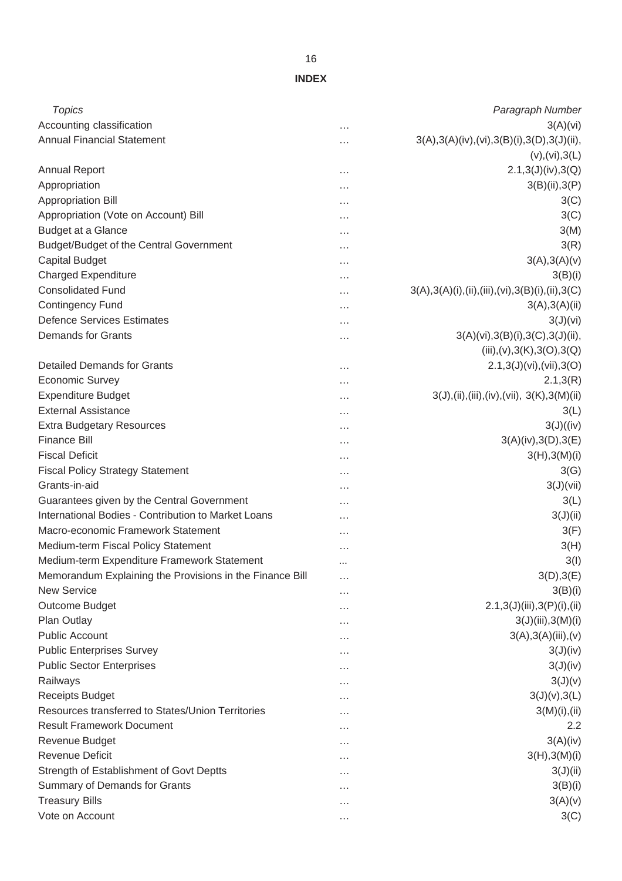## INDEX

| *Topics* | | *Paragraph Number* |
|---|---|---|
| Accounting classification | … | 3(A)(vi) |
| Annual Financial Statement | … | 3(A),3(A)(iv),(vi),3(B)(i),3(D),3(J)(ii), (v),(vi),3(L) |
| Annual Report | … | 2.1,3(J)(iv),3(Q) |
| Appropriation | … | 3(B)(ii),3(P) |
| Appropriation Bill | … | 3(C) |
| Appropriation (Vote on Account) Bill | … | 3(C) |
| Budget at a Glance | … | 3(M) |
| Budget/Budget of the Central Government | … | 3(R) |
| Capital Budget | … | 3(A),3(A)(v) |
| Charged Expenditure | … | 3(B)(i) |
| Consolidated Fund | … | 3(A),3(A)(i),(ii),(iii),(vi),3(B)(i),(ii),3(C) |
| Contingency Fund | … | 3(A),3(A)(ii) |
| Defence Services Estimates | … | 3(J)(vi) |
| Demands for Grants | … | 3(A)(vi),3(B)(i),3(C),3(J)(ii), (iii),(v),3(K),3(O),3(Q) |
| Detailed Demands for Grants | … | 2.1,3(J)(vi),(vii),3(O) |
| Economic Survey | … | 2.1,3(R) |
| Expenditure Budget | … | 3(J),(ii),(iii),(iv),(vii), 3(K),3(M)(ii) |
| External Assistance | … | 3(L) |
| Extra Budgetary Resources | … | 3(J)((iv) |
| Finance Bill | … | 3(A)(iv),3(D),3(E) |
| Fiscal Deficit | … | 3(H),3(M)(i) |
| Fiscal Policy Strategy Statement | … | 3(G) |
| Grants-in-aid | … | 3(J)(vii) |
| Guarantees given by the Central Government | … | 3(L) |
| International Bodies - Contribution to Market Loans | … | 3(J)(ii) |
| Macro-economic Framework Statement | … | 3(F) |
| Medium-term Fiscal Policy Statement | … | 3(H) |
| Medium-term Expenditure Framework Statement | ... | 3(I) |
| Memorandum Explaining the Provisions in the Finance Bill | … | 3(D),3(E) |
| New Service | … | 3(B)(i) |
| Outcome Budget | … | 2.1,3(J)(iii),3(P)(i),(ii) |
| Plan Outlay | … | 3(J)(iii),3(M)(i) |
| Public Account | … | 3(A),3(A)(iii),(v) |
| Public Enterprises Survey | … | 3(J)(iv) |
| Public Sector Enterprises | … | 3(J)(iv) |
| Railways | … | 3(J)(v) |
| Receipts Budget | … | 3(J)(v),3(L) |
| Resources transferred to States/Union Territories | … | 3(M)(i),(ii) |
| Result Framework Document | … | 2.2 |
| Revenue Budget | … | 3(A)(iv) |
| Revenue Deficit | … | 3(H),3(M)(i) |
| Strength of Establishment of Govt Deptts | … | 3(J)(ii) |
| Summary of Demands for Grants | … | 3(B)(i) |
| Treasury Bills | … | 3(A)(v) |
| Vote on Account | … | 3(C) |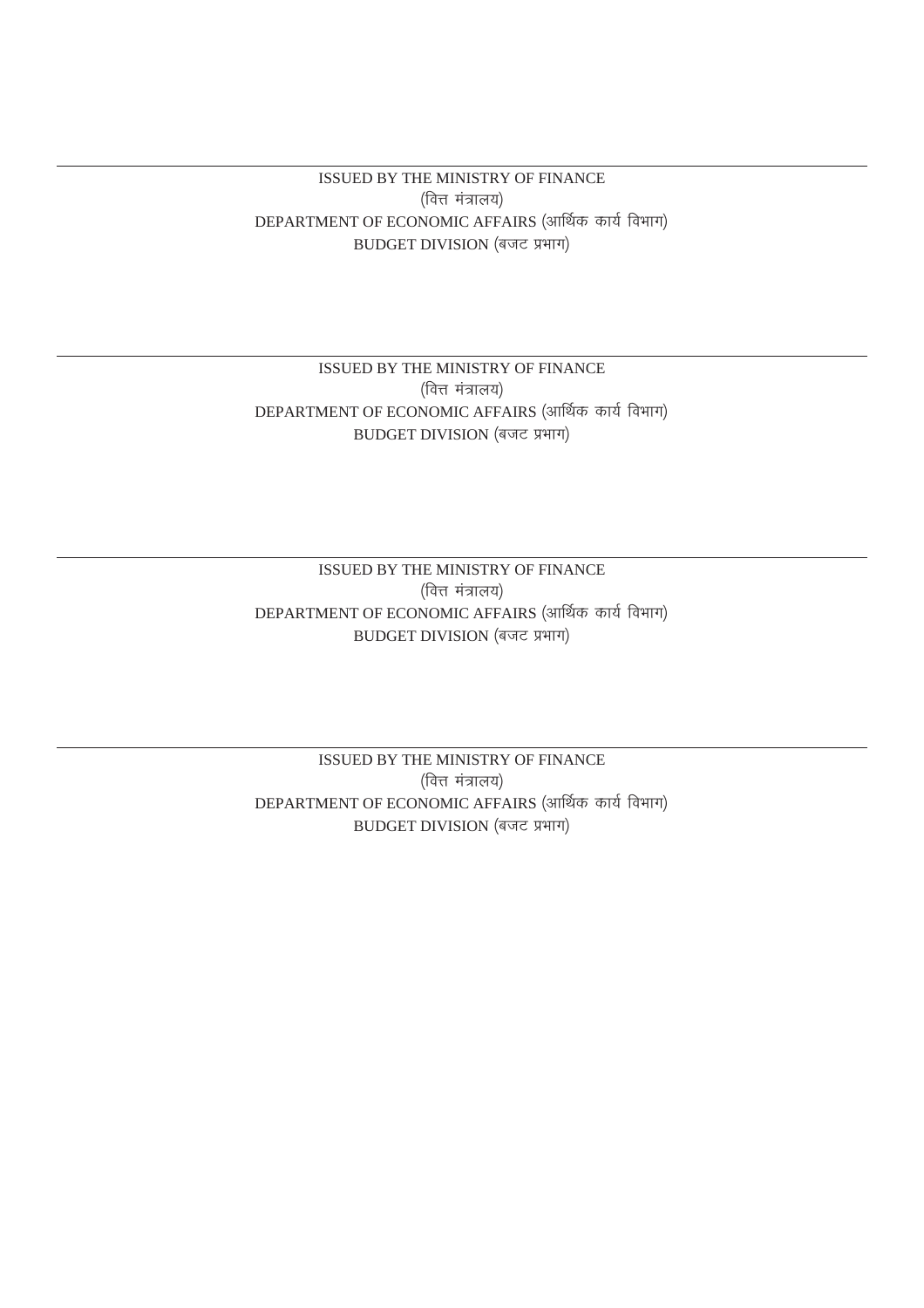---

ISSUED BY THE MINISTRY OF FINANCE
(वित्त मंत्रालय)
DEPARTMENT OF ECONOMIC AFFAIRS (आर्थिक कार्य विभाग)
BUDGET DIVISION (बजट प्रभाग)

---

ISSUED BY THE MINISTRY OF FINANCE
(वित्त मंत्रालय)
DEPARTMENT OF ECONOMIC AFFAIRS (आर्थिक कार्य विभाग)
BUDGET DIVISION (बजट प्रभाग)

---

ISSUED BY THE MINISTRY OF FINANCE
(वित्त मंत्रालय)
DEPARTMENT OF ECONOMIC AFFAIRS (आर्थिक कार्य विभाग)
BUDGET DIVISION (बजट प्रभाग)

---

ISSUED BY THE MINISTRY OF FINANCE
(वित्त मंत्रालय)
DEPARTMENT OF ECONOMIC AFFAIRS (आर्थिक कार्य विभाग)
BUDGET DIVISION (बजट प्रभाग)